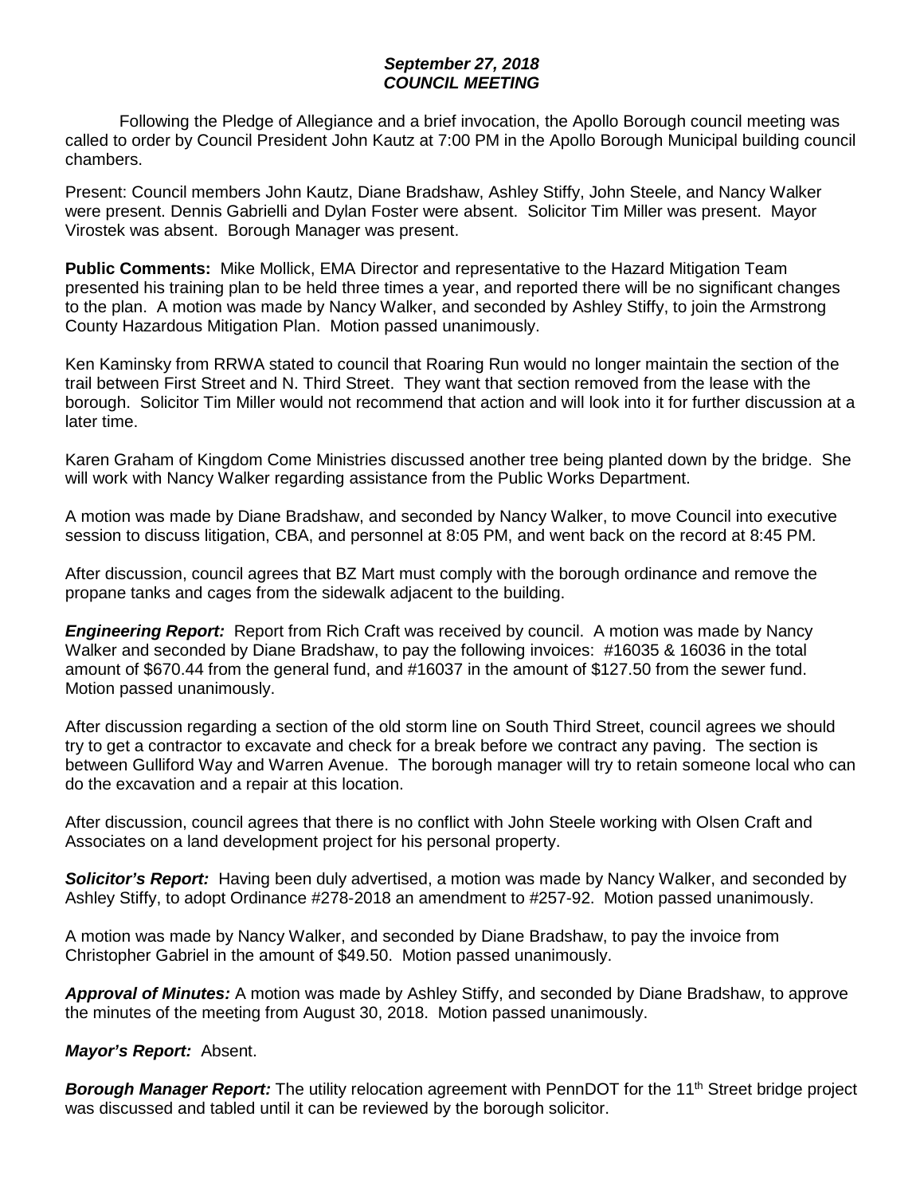***September 27, 2018***
***COUNCIL MEETING***

Following the Pledge of Allegiance and a brief invocation, the Apollo Borough council meeting was called to order by Council President John Kautz at 7:00 PM in the Apollo Borough Municipal building council chambers.

Present: Council members John Kautz, Diane Bradshaw, Ashley Stiffy, John Steele, and Nancy Walker were present. Dennis Gabrielli and Dylan Foster were absent. Solicitor Tim Miller was present. Mayor Virostek was absent. Borough Manager was present.

**Public Comments:** Mike Mollick, EMA Director and representative to the Hazard Mitigation Team presented his training plan to be held three times a year, and reported there will be no significant changes to the plan. A motion was made by Nancy Walker, and seconded by Ashley Stiffy, to join the Armstrong County Hazardous Mitigation Plan. Motion passed unanimously.

Ken Kaminsky from RRWA stated to council that Roaring Run would no longer maintain the section of the trail between First Street and N. Third Street. They want that section removed from the lease with the borough. Solicitor Tim Miller would not recommend that action and will look into it for further discussion at a later time.

Karen Graham of Kingdom Come Ministries discussed another tree being planted down by the bridge. She will work with Nancy Walker regarding assistance from the Public Works Department.

A motion was made by Diane Bradshaw, and seconded by Nancy Walker, to move Council into executive session to discuss litigation, CBA, and personnel at 8:05 PM, and went back on the record at 8:45 PM.

After discussion, council agrees that BZ Mart must comply with the borough ordinance and remove the propane tanks and cages from the sidewalk adjacent to the building.

***Engineering Report:*** Report from Rich Craft was received by council. A motion was made by Nancy Walker and seconded by Diane Bradshaw, to pay the following invoices: #16035 & 16036 in the total amount of $670.44 from the general fund, and #16037 in the amount of $127.50 from the sewer fund. Motion passed unanimously.

After discussion regarding a section of the old storm line on South Third Street, council agrees we should try to get a contractor to excavate and check for a break before we contract any paving. The section is between Gulliford Way and Warren Avenue. The borough manager will try to retain someone local who can do the excavation and a repair at this location.

After discussion, council agrees that there is no conflict with John Steele working with Olsen Craft and Associates on a land development project for his personal property.

***Solicitor's Report:*** Having been duly advertised, a motion was made by Nancy Walker, and seconded by Ashley Stiffy, to adopt Ordinance #278-2018 an amendment to #257-92. Motion passed unanimously.

A motion was made by Nancy Walker, and seconded by Diane Bradshaw, to pay the invoice from Christopher Gabriel in the amount of $49.50. Motion passed unanimously.

***Approval of Minutes:*** A motion was made by Ashley Stiffy, and seconded by Diane Bradshaw, to approve the minutes of the meeting from August 30, 2018. Motion passed unanimously.

***Mayor's Report:*** Absent.

***Borough Manager Report:*** The utility relocation agreement with PennDOT for the 11th Street bridge project was discussed and tabled until it can be reviewed by the borough solicitor.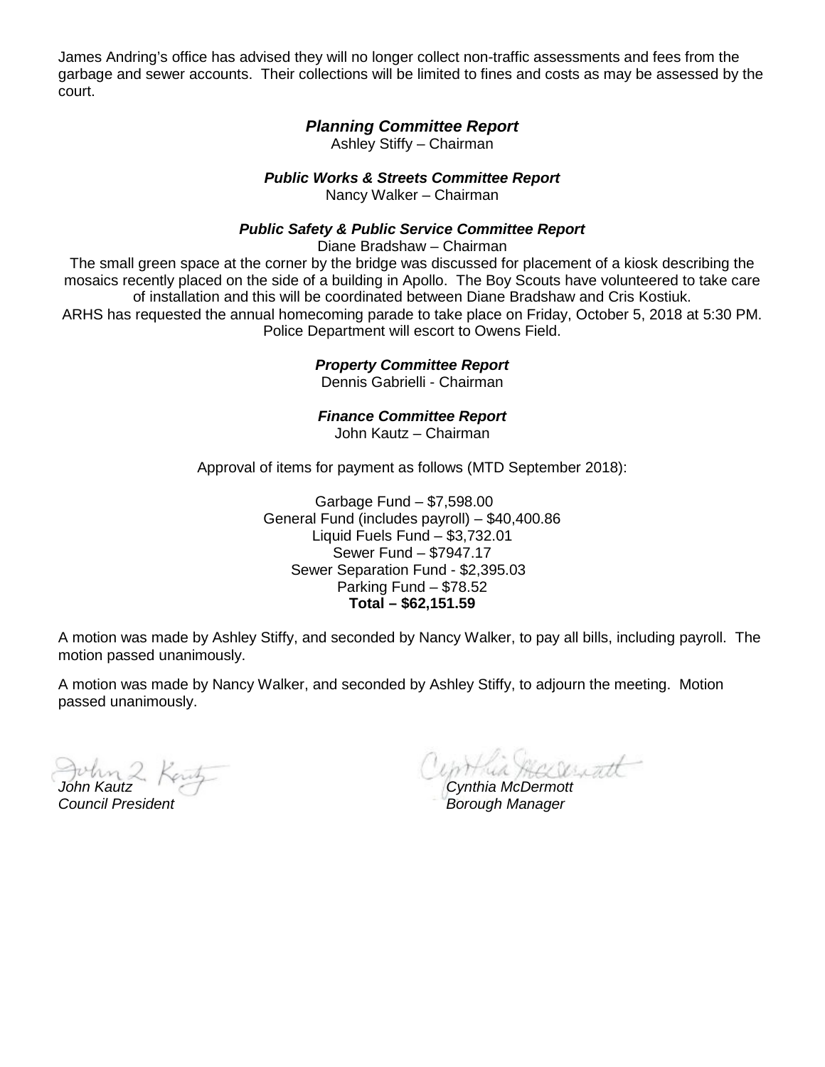James Andring's office has advised they will no longer collect non-traffic assessments and fees from the garbage and sewer accounts. Their collections will be limited to fines and costs as may be assessed by the court.

### *Planning Committee Report*

Ashley Stiffy – Chairman

### *Public Works & Streets Committee Report*

Nancy Walker – Chairman

### *Public Safety & Public Service Committee Report*

Diane Bradshaw – Chairman

The small green space at the corner by the bridge was discussed for placement of a kiosk describing the mosaics recently placed on the side of a building in Apollo. The Boy Scouts have volunteered to take care of installation and this will be coordinated between Diane Bradshaw and Cris Kostiuk.

ARHS has requested the annual homecoming parade to take place on Friday, October 5, 2018 at 5:30 PM. Police Department will escort to Owens Field.

### *Property Committee Report*

Dennis Gabrielli - Chairman

### *Finance Committee Report*

John Kautz – Chairman

Approval of items for payment as follows (MTD September 2018):

Garbage Fund – $7,598.00
General Fund (includes payroll) – $40,400.86
Liquid Fuels Fund – $3,732.01
Sewer Fund – $7947.17
Sewer Separation Fund - $2,395.03
Parking Fund – $78.52
**Total – $62,151.59**

A motion was made by Ashley Stiffy, and seconded by Nancy Walker, to pay all bills, including payroll. The motion passed unanimously.

A motion was made by Nancy Walker, and seconded by Ashley Stiffy, to adjourn the meeting. Motion passed unanimously.

*John Kautz*
*Council President*

*Cynthia McDermott*
*Borough Manager*